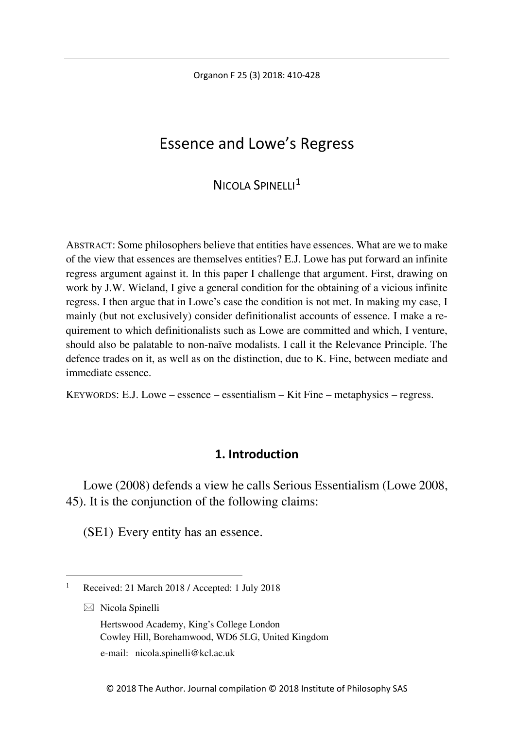# Essence and Lowe's Regress

NICOLA SPINELLI[1]

ABSTRACT: Some philosophers believe that entities have essences. What are we to make of the view that essences are themselves entities? E.J. Lowe has put forward an infinite regress argument against it. In this paper I challenge that argument. First, drawing on work by J.W. Wieland, I give a general condition for the obtaining of a vicious infinite regress. I then argue that in Lowe's case the condition is not met. In making my case, I mainly (but not exclusively) consider definitionalist accounts of essence. I make a requirement to which definitionalists such as Lowe are committed and which, I venture, should also be palatable to non-naïve modalists. I call it the Relevance Principle. The defence trades on it, as well as on the distinction, due to K. Fine, between mediate and immediate essence.

KEYWORDS: E.J. Lowe – essence – essentialism – Kit Fine – metaphysics – regress.

## 1. Introduction

Lowe (2008) defends a view he calls Serious Essentialism (Lowe 2008, 45). It is the conjunction of the following claims:

(SE1) Every entity has an essence.

---

[1] Received: 21 March 2018 / Accepted: 1 July 2018

✉ Nicola Spinelli
Hertswood Academy, King's College London
Cowley Hill, Borehamwood, WD6 5LG, United Kingdom
e-mail: nicola.spinelli@kcl.ac.uk

© 2018 The Author. Journal compilation © 2018 Institute of Philosophy SAS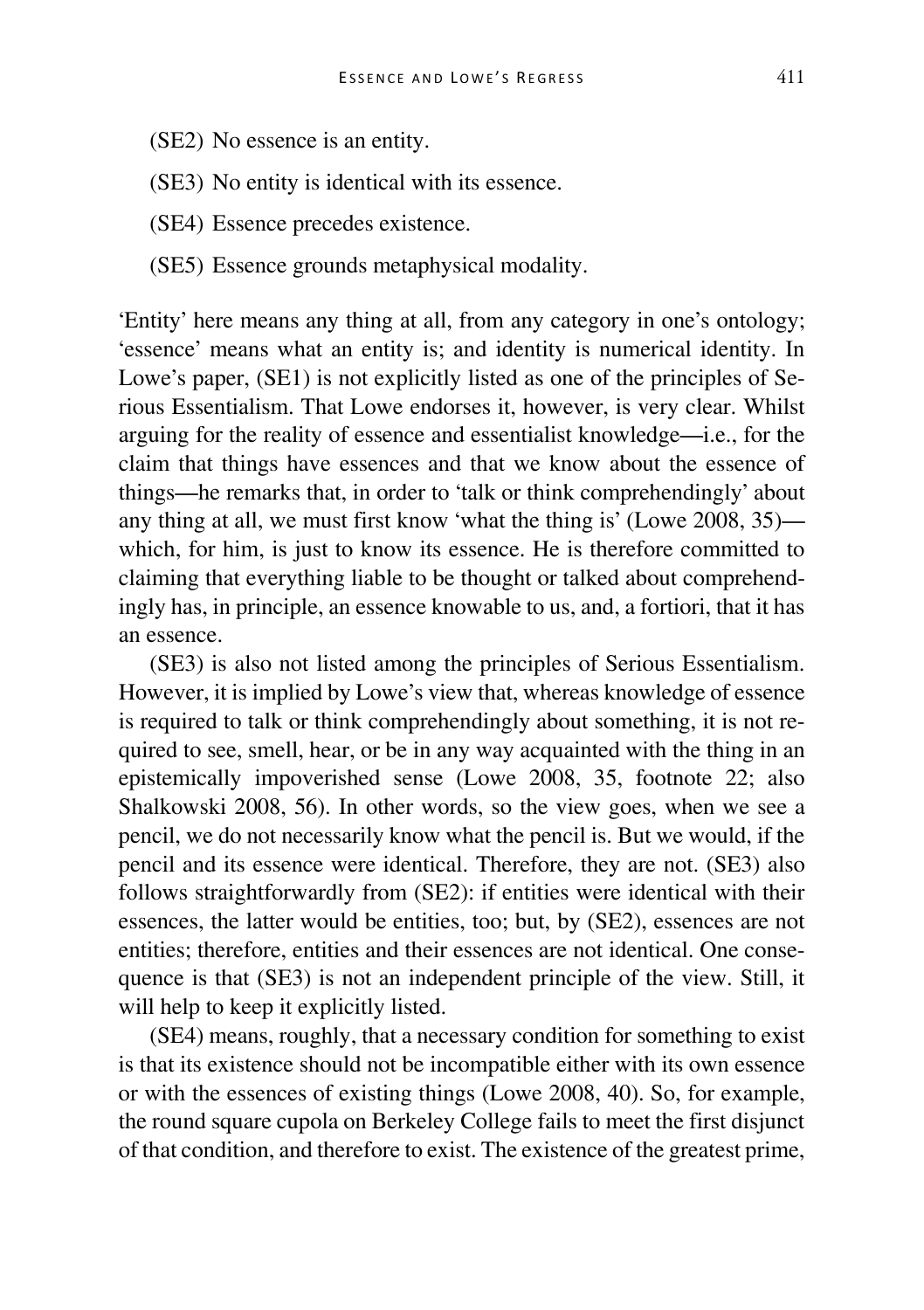(SE2) No essence is an entity.

(SE3) No entity is identical with its essence.

(SE4) Essence precedes existence.

(SE5) Essence grounds metaphysical modality.

'Entity' here means any thing at all, from any category in one's ontology; 'essence' means what an entity is; and identity is numerical identity. In Lowe's paper, (SE1) is not explicitly listed as one of the principles of Serious Essentialism. That Lowe endorses it, however, is very clear. Whilst arguing for the reality of essence and essentialist knowledge—i.e., for the claim that things have essences and that we know about the essence of things—he remarks that, in order to 'talk or think comprehendingly' about any thing at all, we must first know 'what the thing is' (Lowe 2008, 35)—which, for him, is just to know its essence. He is therefore committed to claiming that everything liable to be thought or talked about comprehendingly has, in principle, an essence knowable to us, and, a fortiori, that it has an essence.

(SE3) is also not listed among the principles of Serious Essentialism. However, it is implied by Lowe's view that, whereas knowledge of essence is required to talk or think comprehendingly about something, it is not required to see, smell, hear, or be in any way acquainted with the thing in an epistemically impoverished sense (Lowe 2008, 35, footnote 22; also Shalkowski 2008, 56). In other words, so the view goes, when we see a pencil, we do not necessarily know what the pencil is. But we would, if the pencil and its essence were identical. Therefore, they are not. (SE3) also follows straightforwardly from (SE2): if entities were identical with their essences, the latter would be entities, too; but, by (SE2), essences are not entities; therefore, entities and their essences are not identical. One consequence is that (SE3) is not an independent principle of the view. Still, it will help to keep it explicitly listed.

(SE4) means, roughly, that a necessary condition for something to exist is that its existence should not be incompatible either with its own essence or with the essences of existing things (Lowe 2008, 40). So, for example, the round square cupola on Berkeley College fails to meet the first disjunct of that condition, and therefore to exist. The existence of the greatest prime,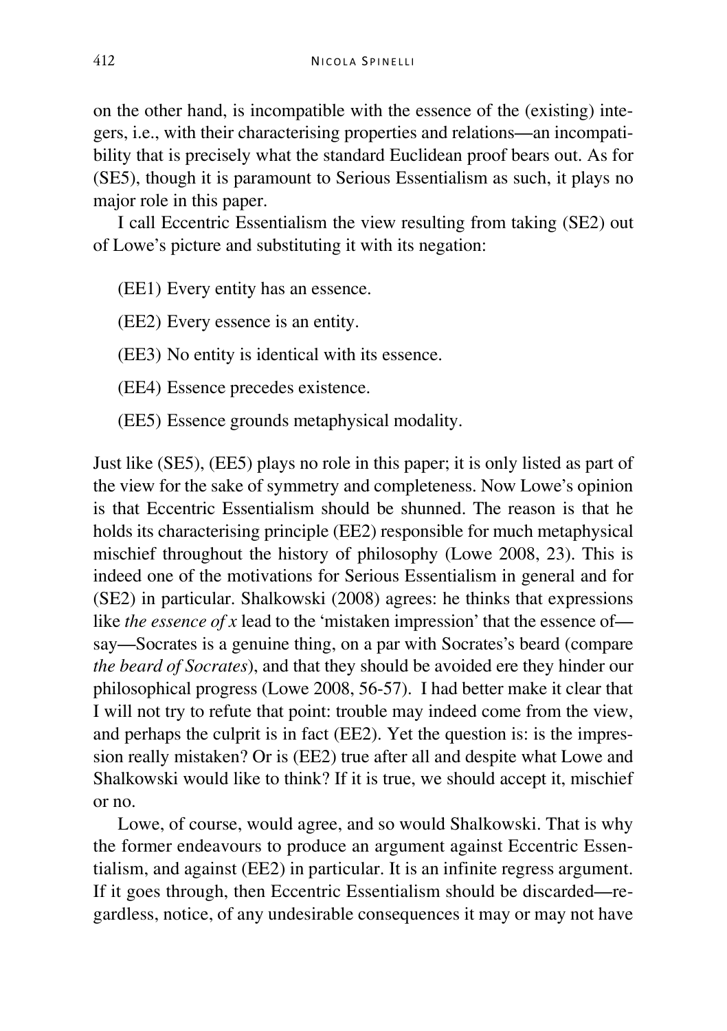on the other hand, is incompatible with the essence of the (existing) integers, i.e., with their characterising properties and relations—an incompatibility that is precisely what the standard Euclidean proof bears out. As for (SE5), though it is paramount to Serious Essentialism as such, it plays no major role in this paper.

I call Eccentric Essentialism the view resulting from taking (SE2) out of Lowe's picture and substituting it with its negation:

(EE1) Every entity has an essence.

(EE2) Every essence is an entity.

(EE3) No entity is identical with its essence.

(EE4) Essence precedes existence.

(EE5) Essence grounds metaphysical modality.

Just like (SE5), (EE5) plays no role in this paper; it is only listed as part of the view for the sake of symmetry and completeness. Now Lowe's opinion is that Eccentric Essentialism should be shunned. The reason is that he holds its characterising principle (EE2) responsible for much metaphysical mischief throughout the history of philosophy (Lowe 2008, 23). This is indeed one of the motivations for Serious Essentialism in general and for (SE2) in particular. Shalkowski (2008) agrees: he thinks that expressions like *the essence of x* lead to the 'mistaken impression' that the essence of—say—Socrates is a genuine thing, on a par with Socrates's beard (compare *the beard of Socrates*), and that they should be avoided ere they hinder our philosophical progress (Lowe 2008, 56-57). I had better make it clear that I will not try to refute that point: trouble may indeed come from the view, and perhaps the culprit is in fact (EE2). Yet the question is: is the impression really mistaken? Or is (EE2) true after all and despite what Lowe and Shalkowski would like to think? If it is true, we should accept it, mischief or no.

Lowe, of course, would agree, and so would Shalkowski. That is why the former endeavours to produce an argument against Eccentric Essentialism, and against (EE2) in particular. It is an infinite regress argument. If it goes through, then Eccentric Essentialism should be discarded—regardless, notice, of any undesirable consequences it may or may not have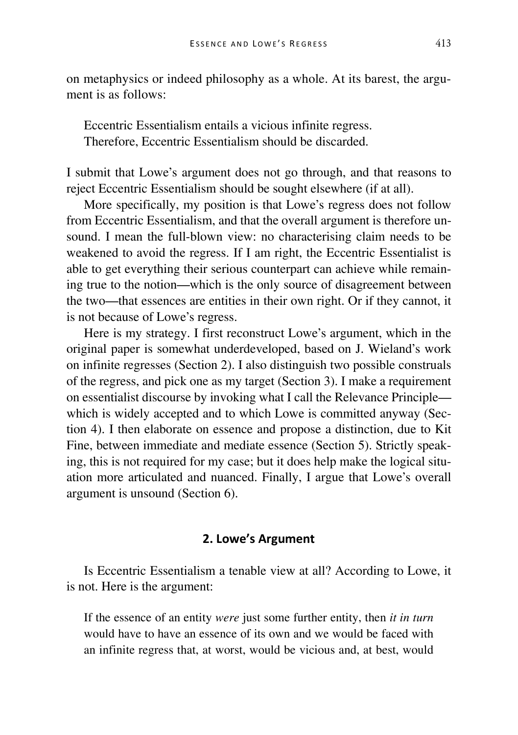on metaphysics or indeed philosophy as a whole. At its barest, the argument is as follows:

> Eccentric Essentialism entails a vicious infinite regress.
> Therefore, Eccentric Essentialism should be discarded.

I submit that Lowe's argument does not go through, and that reasons to reject Eccentric Essentialism should be sought elsewhere (if at all).

More specifically, my position is that Lowe's regress does not follow from Eccentric Essentialism, and that the overall argument is therefore unsound. I mean the full-blown view: no characterising claim needs to be weakened to avoid the regress. If I am right, the Eccentric Essentialist is able to get everything their serious counterpart can achieve while remaining true to the notion—which is the only source of disagreement between the two—that essences are entities in their own right. Or if they cannot, it is not because of Lowe's regress.

Here is my strategy. I first reconstruct Lowe's argument, which in the original paper is somewhat underdeveloped, based on J. Wieland's work on infinite regresses (Section 2). I also distinguish two possible construals of the regress, and pick one as my target (Section 3). I make a requirement on essentialist discourse by invoking what I call the Relevance Principle—which is widely accepted and to which Lowe is committed anyway (Section 4). I then elaborate on essence and propose a distinction, due to Kit Fine, between immediate and mediate essence (Section 5). Strictly speaking, this is not required for my case; but it does help make the logical situation more articulated and nuanced. Finally, I argue that Lowe's overall argument is unsound (Section 6).

## 2. Lowe's Argument

Is Eccentric Essentialism a tenable view at all? According to Lowe, it is not. Here is the argument:

> If the essence of an entity *were* just some further entity, then *it in turn* would have to have an essence of its own and we would be faced with an infinite regress that, at worst, would be vicious and, at best, would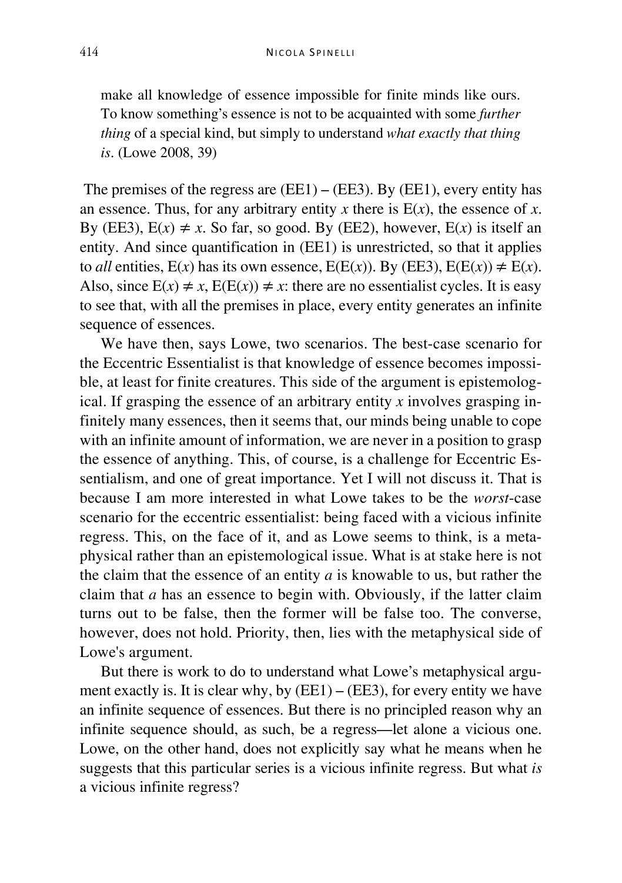make all knowledge of essence impossible for finite minds like ours. To know something's essence is not to be acquainted with some *further thing* of a special kind, but simply to understand *what exactly that thing is*. (Lowe 2008, 39)

The premises of the regress are (EE1) – (EE3). By (EE1), every entity has an essence. Thus, for any arbitrary entity $x$ there is $E(x)$, the essence of $x$. By (EE3), $E(x) \neq x$. So far, so good. By (EE2), however, $E(x)$ is itself an entity. And since quantification in (EE1) is unrestricted, so that it applies to *all* entities, $E(x)$ has its own essence, $E(E(x))$. By (EE3), $E(E(x)) \neq E(x)$. Also, since $E(x) \neq x$, $E(E(x)) \neq x$: there are no essentialist cycles. It is easy to see that, with all the premises in place, every entity generates an infinite sequence of essences.

We have then, says Lowe, two scenarios. The best-case scenario for the Eccentric Essentialist is that knowledge of essence becomes impossible, at least for finite creatures. This side of the argument is epistemological. If grasping the essence of an arbitrary entity $x$ involves grasping infinitely many essences, then it seems that, our minds being unable to cope with an infinite amount of information, we are never in a position to grasp the essence of anything. This, of course, is a challenge for Eccentric Essentialism, and one of great importance. Yet I will not discuss it. That is because I am more interested in what Lowe takes to be the *worst*-case scenario for the eccentric essentialist: being faced with a vicious infinite regress. This, on the face of it, and as Lowe seems to think, is a metaphysical rather than an epistemological issue. What is at stake here is not the claim that the essence of an entity $a$ is knowable to us, but rather the claim that $a$ has an essence to begin with. Obviously, if the latter claim turns out to be false, then the former will be false too. The converse, however, does not hold. Priority, then, lies with the metaphysical side of Lowe's argument.

But there is work to do to understand what Lowe's metaphysical argument exactly is. It is clear why, by (EE1) – (EE3), for every entity we have an infinite sequence of essences. But there is no principled reason why an infinite sequence should, as such, be a regress—let alone a vicious one. Lowe, on the other hand, does not explicitly say what he means when he suggests that this particular series is a vicious infinite regress. But what *is* a vicious infinite regress?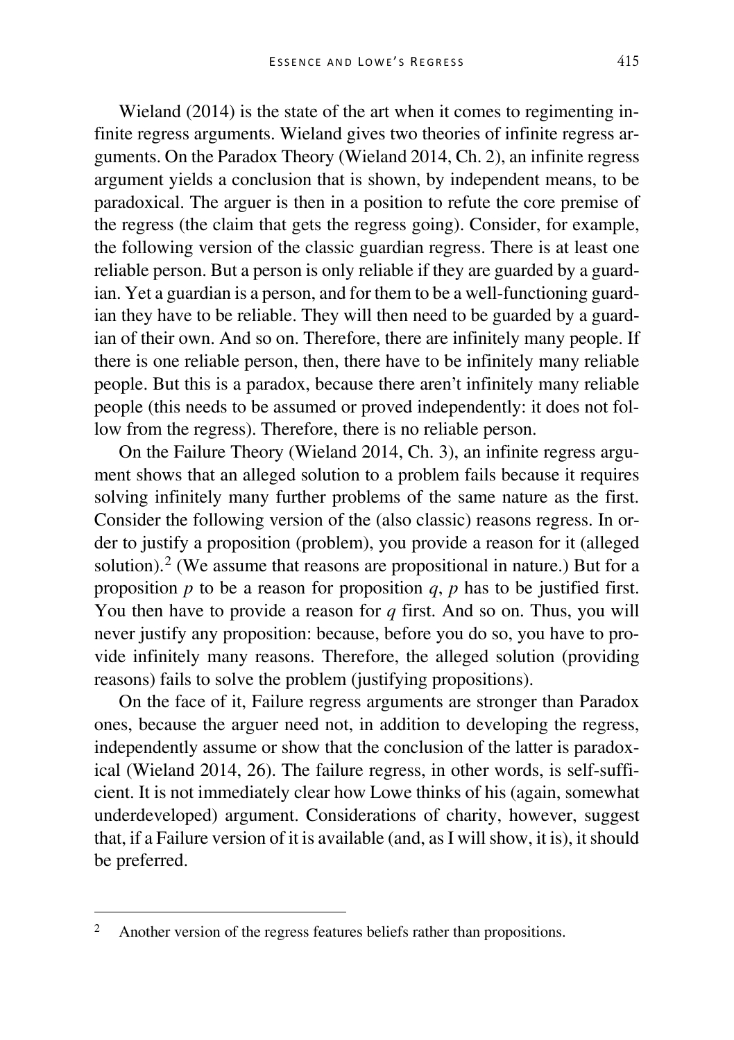Wieland (2014) is the state of the art when it comes to regimenting infinite regress arguments. Wieland gives two theories of infinite regress arguments. On the Paradox Theory (Wieland 2014, Ch. 2), an infinite regress argument yields a conclusion that is shown, by independent means, to be paradoxical. The arguer is then in a position to refute the core premise of the regress (the claim that gets the regress going). Consider, for example, the following version of the classic guardian regress. There is at least one reliable person. But a person is only reliable if they are guarded by a guardian. Yet a guardian is a person, and for them to be a well-functioning guardian they have to be reliable. They will then need to be guarded by a guardian of their own. And so on. Therefore, there are infinitely many people. If there is one reliable person, then, there have to be infinitely many reliable people. But this is a paradox, because there aren't infinitely many reliable people (this needs to be assumed or proved independently: it does not follow from the regress). Therefore, there is no reliable person.

On the Failure Theory (Wieland 2014, Ch. 3), an infinite regress argument shows that an alleged solution to a problem fails because it requires solving infinitely many further problems of the same nature as the first. Consider the following version of the (also classic) reasons regress. In order to justify a proposition (problem), you provide a reason for it (alleged solution).[2] (We assume that reasons are propositional in nature.) But for a proposition *p* to be a reason for proposition *q*, *p* has to be justified first. You then have to provide a reason for *q* first. And so on. Thus, you will never justify any proposition: because, before you do so, you have to provide infinitely many reasons. Therefore, the alleged solution (providing reasons) fails to solve the problem (justifying propositions).

On the face of it, Failure regress arguments are stronger than Paradox ones, because the arguer need not, in addition to developing the regress, independently assume or show that the conclusion of the latter is paradoxical (Wieland 2014, 26). The failure regress, in other words, is self-sufficient. It is not immediately clear how Lowe thinks of his (again, somewhat underdeveloped) argument. Considerations of charity, however, suggest that, if a Failure version of it is available (and, as I will show, it is), it should be preferred.

---

[2] Another version of the regress features beliefs rather than propositions.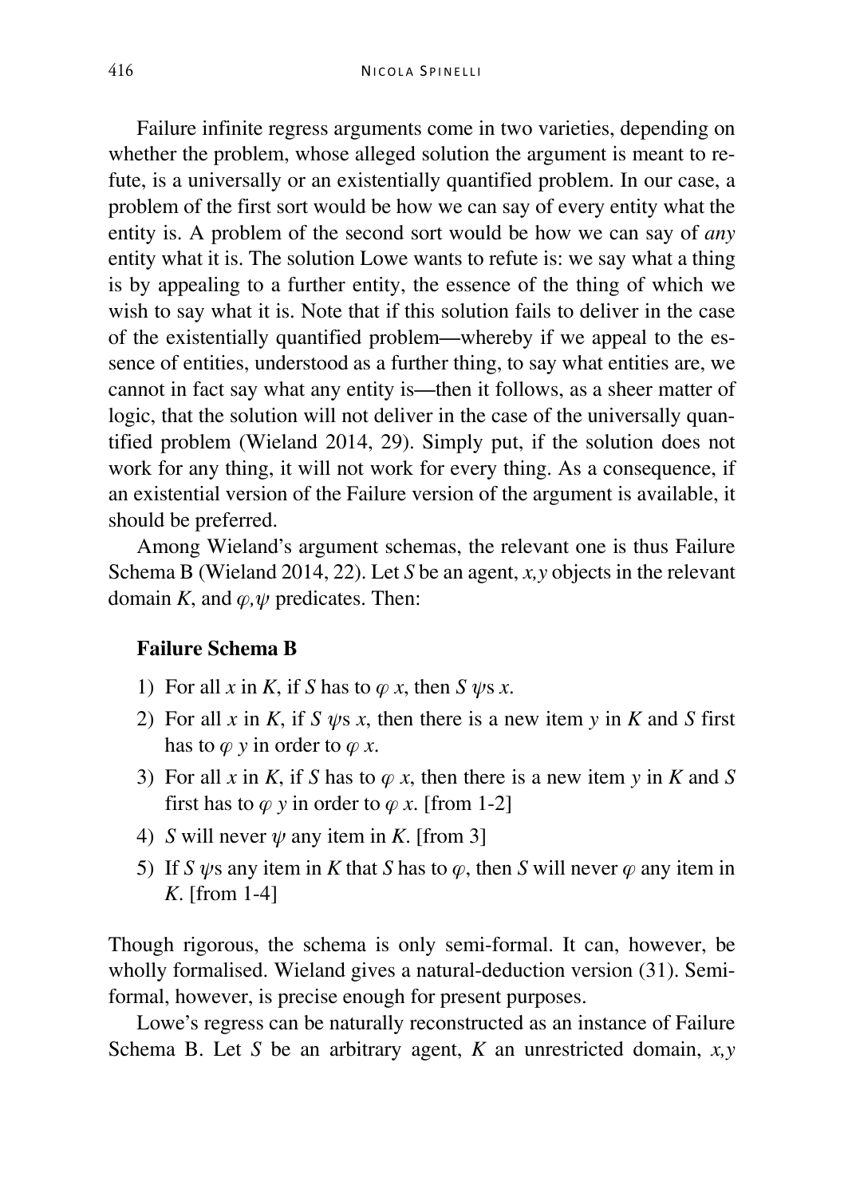Failure infinite regress arguments come in two varieties, depending on whether the problem, whose alleged solution the argument is meant to refute, is a universally or an existentially quantified problem. In our case, a problem of the first sort would be how we can say of every entity what the entity is. A problem of the second sort would be how we can say of *any* entity what it is. The solution Lowe wants to refute is: we say what a thing is by appealing to a further entity, the essence of the thing of which we wish to say what it is. Note that if this solution fails to deliver in the case of the existentially quantified problem—whereby if we appeal to the essence of entities, understood as a further thing, to say what entities are, we cannot in fact say what any entity is—then it follows, as a sheer matter of logic, that the solution will not deliver in the case of the universally quantified problem (Wieland 2014, 29). Simply put, if the solution does not work for any thing, it will not work for every thing. As a consequence, if an existential version of the Failure version of the argument is available, it should be preferred.

Among Wieland's argument schemas, the relevant one is thus Failure Schema B (Wieland 2014, 22). Let $S$ be an agent, $x,y$ objects in the relevant domain $K$, and $\varphi,\psi$ predicates. Then:

**Failure Schema B**

1) For all $x$ in $K$, if $S$ has to $\varphi$ $x$, then $S$ $\psi$s $x$.
2) For all $x$ in $K$, if $S$ $\psi$s $x$, then there is a new item $y$ in $K$ and $S$ first has to $\varphi$ $y$ in order to $\varphi$ $x$.
3) For all $x$ in $K$, if $S$ has to $\varphi$ $x$, then there is a new item $y$ in $K$ and $S$ first has to $\varphi$ $y$ in order to $\varphi$ $x$. [from 1-2]
4) $S$ will never $\psi$ any item in $K$. [from 3]
5) If $S$ $\psi$s any item in $K$ that $S$ has to $\varphi$, then $S$ will never $\varphi$ any item in $K$. [from 1-4]

Though rigorous, the schema is only semi-formal. It can, however, be wholly formalised. Wieland gives a natural-deduction version (31). Semi-formal, however, is precise enough for present purposes.

Lowe's regress can be naturally reconstructed as an instance of Failure Schema B. Let $S$ be an arbitrary agent, $K$ an unrestricted domain, $x,y$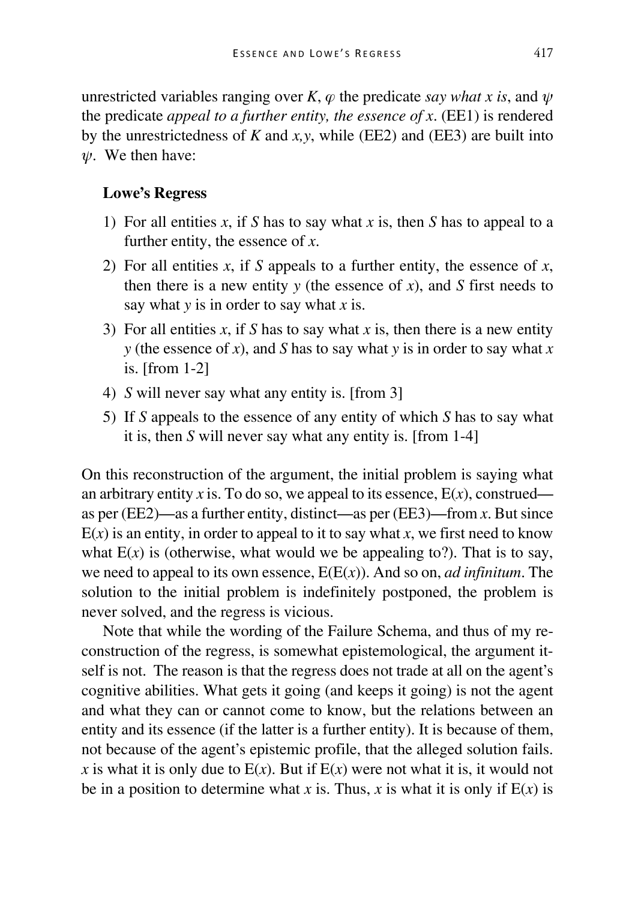unrestricted variables ranging over $K$, $\varphi$ the predicate *say what x is*, and $\psi$ the predicate *appeal to a further entity, the essence of x*. (EE1) is rendered by the unrestrictedness of $K$ and $x,y$, while (EE2) and (EE3) are built into $\psi$. We then have:

**Lowe's Regress**

1) For all entities $x$, if $S$ has to say what $x$ is, then $S$ has to appeal to a further entity, the essence of $x$.
2) For all entities $x$, if $S$ appeals to a further entity, the essence of $x$, then there is a new entity $y$ (the essence of $x$), and $S$ first needs to say what $y$ is in order to say what $x$ is.
3) For all entities $x$, if $S$ has to say what $x$ is, then there is a new entity $y$ (the essence of $x$), and $S$ has to say what $y$ is in order to say what $x$ is. [from 1-2]
4) $S$ will never say what any entity is. [from 3]
5) If $S$ appeals to the essence of any entity of which $S$ has to say what it is, then $S$ will never say what any entity is. [from 1-4]

On this reconstruction of the argument, the initial problem is saying what an arbitrary entity $x$ is. To do so, we appeal to its essence, $E(x)$, construed—as per (EE2)—as a further entity, distinct—as per (EE3)—from $x$. But since $E(x)$ is an entity, in order to appeal to it to say what $x$, we first need to know what $E(x)$ is (otherwise, what would we be appealing to?). That is to say, we need to appeal to its own essence, $E(E(x))$. And so on, *ad infinitum*. The solution to the initial problem is indefinitely postponed, the problem is never solved, and the regress is vicious.

Note that while the wording of the Failure Schema, and thus of my reconstruction of the regress, is somewhat epistemological, the argument itself is not. The reason is that the regress does not trade at all on the agent's cognitive abilities. What gets it going (and keeps it going) is not the agent and what they can or cannot come to know, but the relations between an entity and its essence (if the latter is a further entity). It is because of them, not because of the agent's epistemic profile, that the alleged solution fails. $x$ is what it is only due to $E(x)$. But if $E(x)$ were not what it is, it would not be in a position to determine what $x$ is. Thus, $x$ is what it is only if $E(x)$ is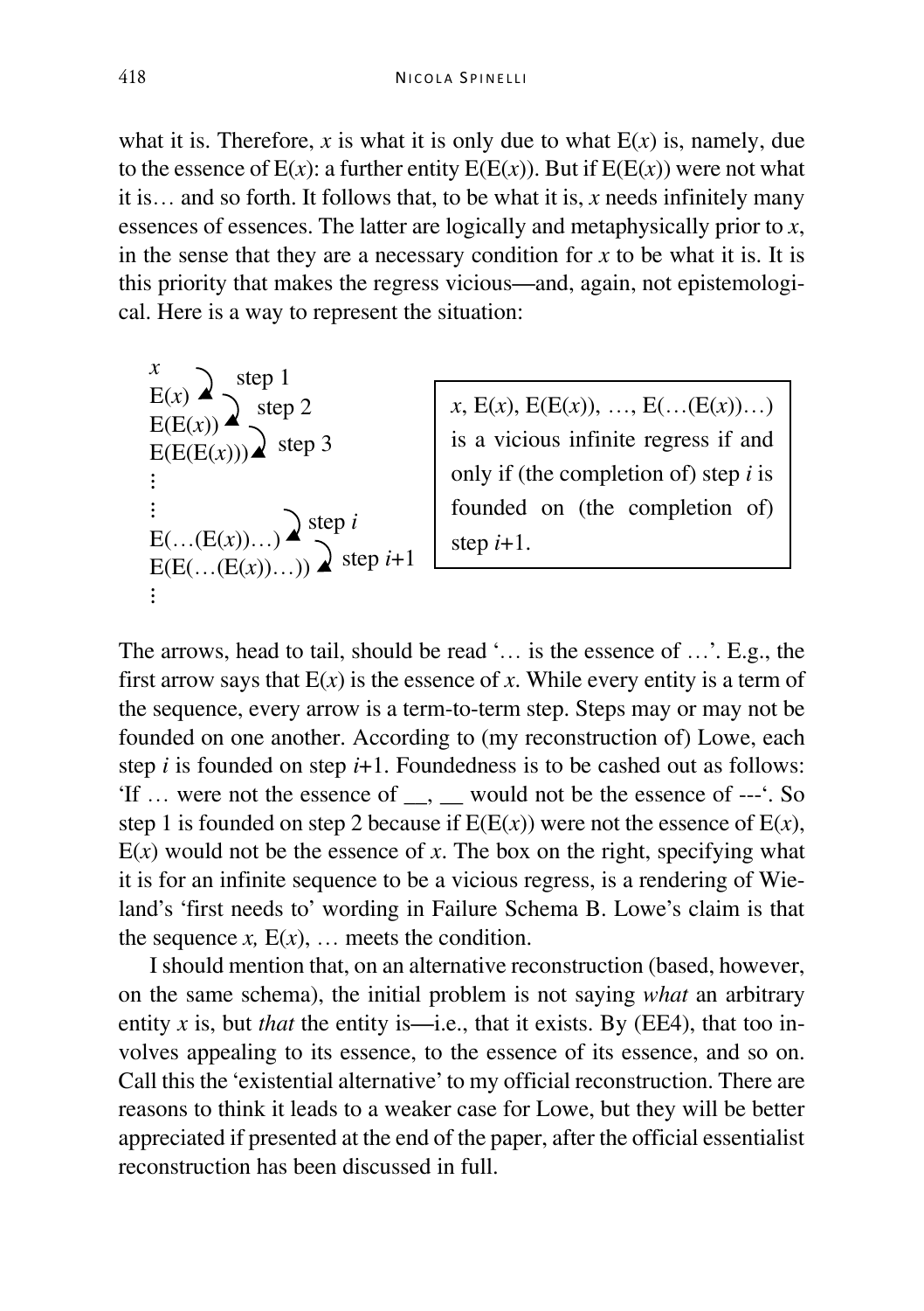what it is. Therefore, $x$ is what it is only due to what $E(x)$ is, namely, due to the essence of $E(x)$: a further entity $E(E(x))$. But if $E(E(x))$ were not what it is… and so forth. It follows that, to be what it is, $x$ needs infinitely many essences of essences. The latter are logically and metaphysically prior to $x$, in the sense that they are a necessary condition for $x$ to be what it is. It is this priority that makes the regress vicious—and, again, not epistemological. Here is a way to represent the situation:

$$
\begin{array}{ll}
x & \\
E(x) & \text{step 1} \\
E(E(x)) & \text{step 2} \\
E(E(E(x))) & \text{step 3} \\
\vdots & \\
\vdots & \\
E(\ldots(E(x))\ldots) & \text{step } i \\
E(E(\ldots(E(x))\ldots)) & \text{step } i\text{+1} \\
\vdots &
\end{array}
$$

> $x$, $E(x)$, $E(E(x))$, …, $E(\ldots(E(x))\ldots)$ is a vicious infinite regress if and only if (the completion of) step $i$ is founded on (the completion of) step $i$+1.

The arrows, head to tail, should be read '… is the essence of …'. E.g., the first arrow says that $E(x)$ is the essence of $x$. While every entity is a term of the sequence, every arrow is a term-to-term step. Steps may or may not be founded on one another. According to (my reconstruction of) Lowe, each step $i$ is founded on step $i$+1. Foundedness is to be cashed out as follows: 'If … were not the essence of __, __ would not be the essence of ---'. So step 1 is founded on step 2 because if $E(E(x))$ were not the essence of $E(x)$, $E(x)$ would not be the essence of $x$. The box on the right, specifying what it is for an infinite sequence to be a vicious regress, is a rendering of Wieland's 'first needs to' wording in Failure Schema B. Lowe's claim is that the sequence $x$, $E(x)$, … meets the condition.

I should mention that, on an alternative reconstruction (based, however, on the same schema), the initial problem is not saying *what* an arbitrary entity $x$ is, but *that* the entity is—i.e., that it exists. By (EE4), that too involves appealing to its essence, to the essence of its essence, and so on. Call this the 'existential alternative' to my official reconstruction. There are reasons to think it leads to a weaker case for Lowe, but they will be better appreciated if presented at the end of the paper, after the official essentialist reconstruction has been discussed in full.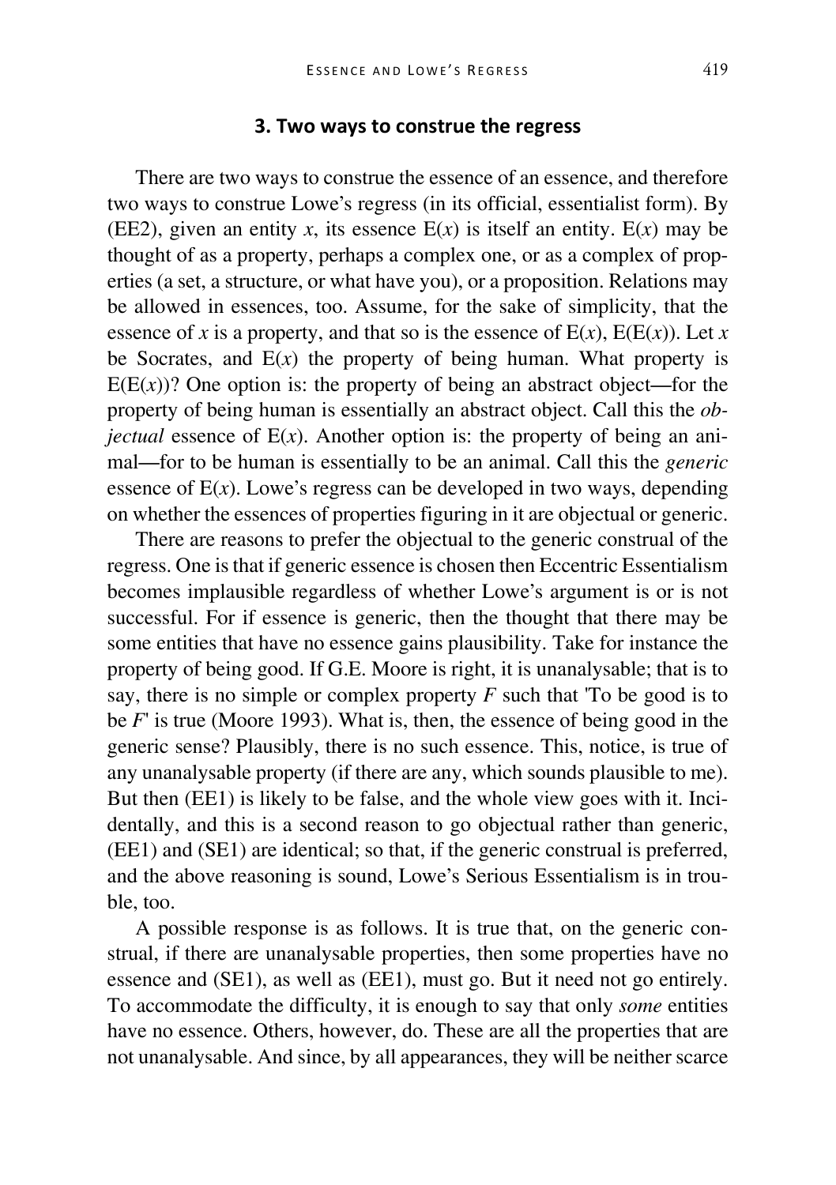## 3. Two ways to construe the regress

There are two ways to construe the essence of an essence, and therefore two ways to construe Lowe's regress (in its official, essentialist form). By (EE2), given an entity $x$, its essence $E(x)$ is itself an entity. $E(x)$ may be thought of as a property, perhaps a complex one, or as a complex of properties (a set, a structure, or what have you), or a proposition. Relations may be allowed in essences, too. Assume, for the sake of simplicity, that the essence of $x$ is a property, and that so is the essence of $E(x)$, $E(E(x))$. Let $x$ be Socrates, and $E(x)$ the property of being human. What property is $E(E(x))$? One option is: the property of being an abstract object—for the property of being human is essentially an abstract object. Call this the *objectual* essence of $E(x)$. Another option is: the property of being an animal—for to be human is essentially to be an animal. Call this the *generic* essence of $E(x)$. Lowe's regress can be developed in two ways, depending on whether the essences of properties figuring in it are objectual or generic.

There are reasons to prefer the objectual to the generic construal of the regress. One is that if generic essence is chosen then Eccentric Essentialism becomes implausible regardless of whether Lowe's argument is or is not successful. For if essence is generic, then the thought that there may be some entities that have no essence gains plausibility. Take for instance the property of being good. If G.E. Moore is right, it is unanalysable; that is to say, there is no simple or complex property $F$ such that 'To be good is to be $F$' is true (Moore 1993). What is, then, the essence of being good in the generic sense? Plausibly, there is no such essence. This, notice, is true of any unanalysable property (if there are any, which sounds plausible to me). But then (EE1) is likely to be false, and the whole view goes with it. Incidentally, and this is a second reason to go objectual rather than generic, (EE1) and (SE1) are identical; so that, if the generic construal is preferred, and the above reasoning is sound, Lowe's Serious Essentialism is in trouble, too.

A possible response is as follows. It is true that, on the generic construal, if there are unanalysable properties, then some properties have no essence and (SE1), as well as (EE1), must go. But it need not go entirely. To accommodate the difficulty, it is enough to say that only *some* entities have no essence. Others, however, do. These are all the properties that are not unanalysable. And since, by all appearances, they will be neither scarce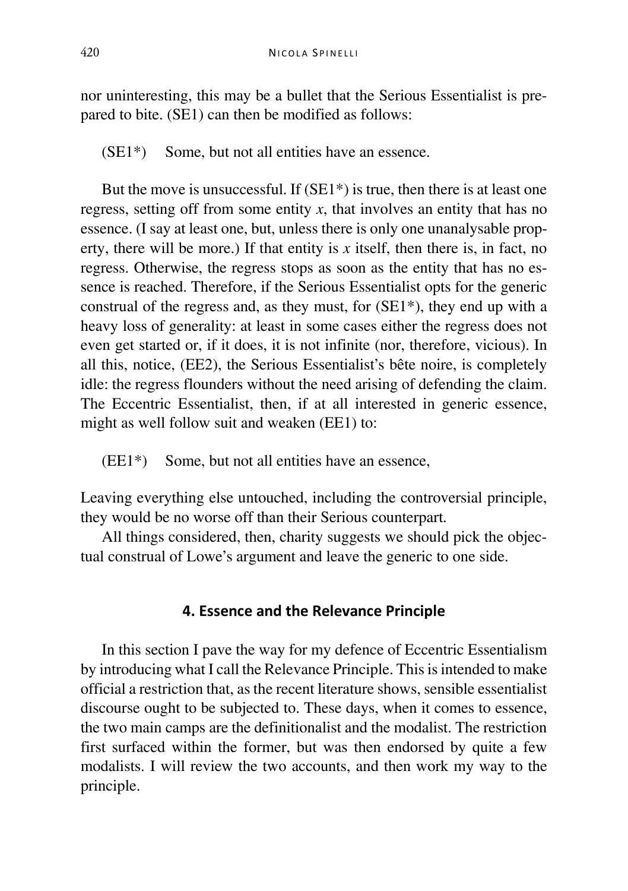nor uninteresting, this may be a bullet that the Serious Essentialist is prepared to bite. (SE1) can then be modified as follows:

(SE1*) Some, but not all entities have an essence.

But the move is unsuccessful. If (SE1*) is true, then there is at least one regress, setting off from some entity *x*, that involves an entity that has no essence. (I say at least one, but, unless there is only one unanalysable property, there will be more.) If that entity is *x* itself, then there is, in fact, no regress. Otherwise, the regress stops as soon as the entity that has no essence is reached. Therefore, if the Serious Essentialist opts for the generic construal of the regress and, as they must, for (SE1*), they end up with a heavy loss of generality: at least in some cases either the regress does not even get started or, if it does, it is not infinite (nor, therefore, vicious). In all this, notice, (EE2), the Serious Essentialist's bête noire, is completely idle: the regress flounders without the need arising of defending the claim. The Eccentric Essentialist, then, if at all interested in generic essence, might as well follow suit and weaken (EE1) to:

(EE1*) Some, but not all entities have an essence,

Leaving everything else untouched, including the controversial principle, they would be no worse off than their Serious counterpart.

All things considered, then, charity suggests we should pick the objectual construal of Lowe's argument and leave the generic to one side.

## 4. Essence and the Relevance Principle

In this section I pave the way for my defence of Eccentric Essentialism by introducing what I call the Relevance Principle. This is intended to make official a restriction that, as the recent literature shows, sensible essentialist discourse ought to be subjected to. These days, when it comes to essence, the two main camps are the definitionalist and the modalist. The restriction first surfaced within the former, but was then endorsed by quite a few modalists. I will review the two accounts, and then work my way to the principle.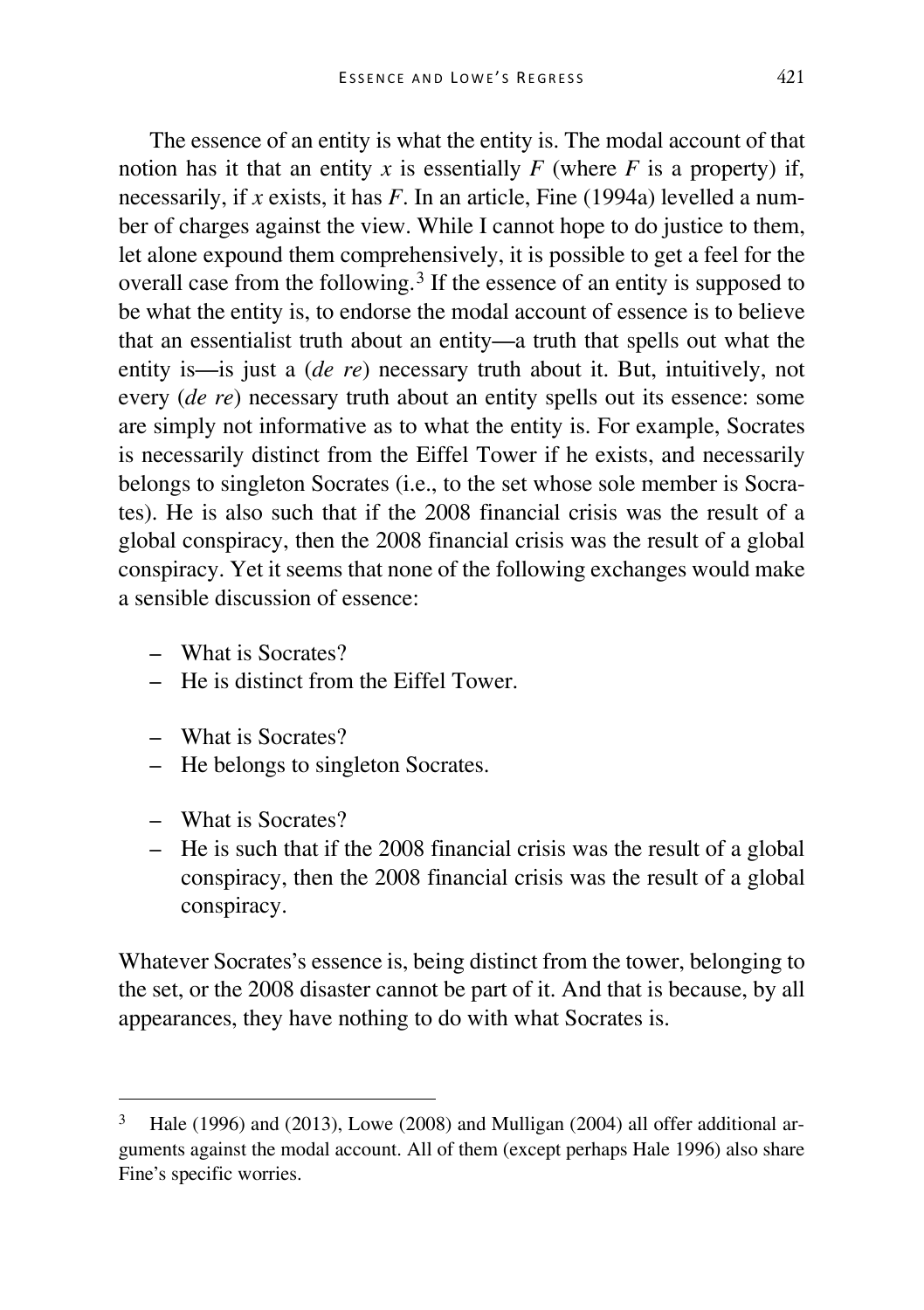The essence of an entity is what the entity is. The modal account of that notion has it that an entity $x$ is essentially $F$ (where $F$ is a property) if, necessarily, if $x$ exists, it has $F$. In an article, Fine (1994a) levelled a number of charges against the view. While I cannot hope to do justice to them, let alone expound them comprehensively, it is possible to get a feel for the overall case from the following.[3] If the essence of an entity is supposed to be what the entity is, to endorse the modal account of essence is to believe that an essentialist truth about an entity—a truth that spells out what the entity is—is just a (*de re*) necessary truth about it. But, intuitively, not every (*de re*) necessary truth about an entity spells out its essence: some are simply not informative as to what the entity is. For example, Socrates is necessarily distinct from the Eiffel Tower if he exists, and necessarily belongs to singleton Socrates (i.e., to the set whose sole member is Socrates). He is also such that if the 2008 financial crisis was the result of a global conspiracy, then the 2008 financial crisis was the result of a global conspiracy. Yet it seems that none of the following exchanges would make a sensible discussion of essence:

– What is Socrates?
– He is distinct from the Eiffel Tower.

– What is Socrates?
– He belongs to singleton Socrates.

– What is Socrates?
– He is such that if the 2008 financial crisis was the result of a global conspiracy, then the 2008 financial crisis was the result of a global conspiracy.

Whatever Socrates's essence is, being distinct from the tower, belonging to the set, or the 2008 disaster cannot be part of it. And that is because, by all appearances, they have nothing to do with what Socrates is.

[3] Hale (1996) and (2013), Lowe (2008) and Mulligan (2004) all offer additional arguments against the modal account. All of them (except perhaps Hale 1996) also share Fine's specific worries.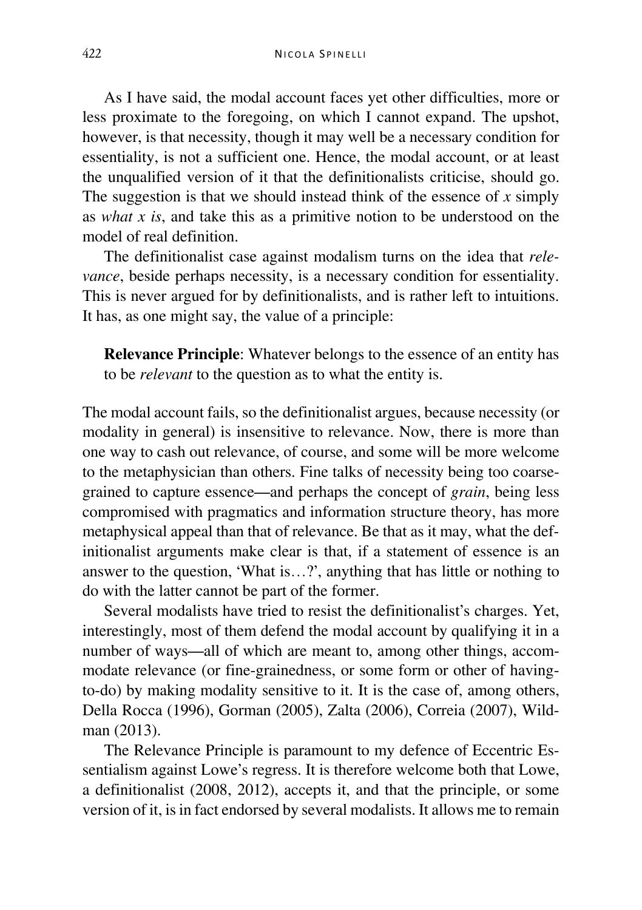As I have said, the modal account faces yet other difficulties, more or less proximate to the foregoing, on which I cannot expand. The upshot, however, is that necessity, though it may well be a necessary condition for essentiality, is not a sufficient one. Hence, the modal account, or at least the unqualified version of it that the definitionalists criticise, should go. The suggestion is that we should instead think of the essence of *x* simply as *what x is*, and take this as a primitive notion to be understood on the model of real definition.

The definitionalist case against modalism turns on the idea that *relevance*, beside perhaps necessity, is a necessary condition for essentiality. This is never argued for by definitionalists, and is rather left to intuitions. It has, as one might say, the value of a principle:

> **Relevance Principle**: Whatever belongs to the essence of an entity has to be *relevant* to the question as to what the entity is.

The modal account fails, so the definitionalist argues, because necessity (or modality in general) is insensitive to relevance. Now, there is more than one way to cash out relevance, of course, and some will be more welcome to the metaphysician than others. Fine talks of necessity being too coarse-grained to capture essence—and perhaps the concept of *grain*, being less compromised with pragmatics and information structure theory, has more metaphysical appeal than that of relevance. Be that as it may, what the definitionalist arguments make clear is that, if a statement of essence is an answer to the question, 'What is…?', anything that has little or nothing to do with the latter cannot be part of the former.

Several modalists have tried to resist the definitionalist's charges. Yet, interestingly, most of them defend the modal account by qualifying it in a number of ways—all of which are meant to, among other things, accommodate relevance (or fine-grainedness, or some form or other of having-to-do) by making modality sensitive to it. It is the case of, among others, Della Rocca (1996), Gorman (2005), Zalta (2006), Correia (2007), Wildman (2013).

The Relevance Principle is paramount to my defence of Eccentric Essentialism against Lowe's regress. It is therefore welcome both that Lowe, a definitionalist (2008, 2012), accepts it, and that the principle, or some version of it, is in fact endorsed by several modalists. It allows me to remain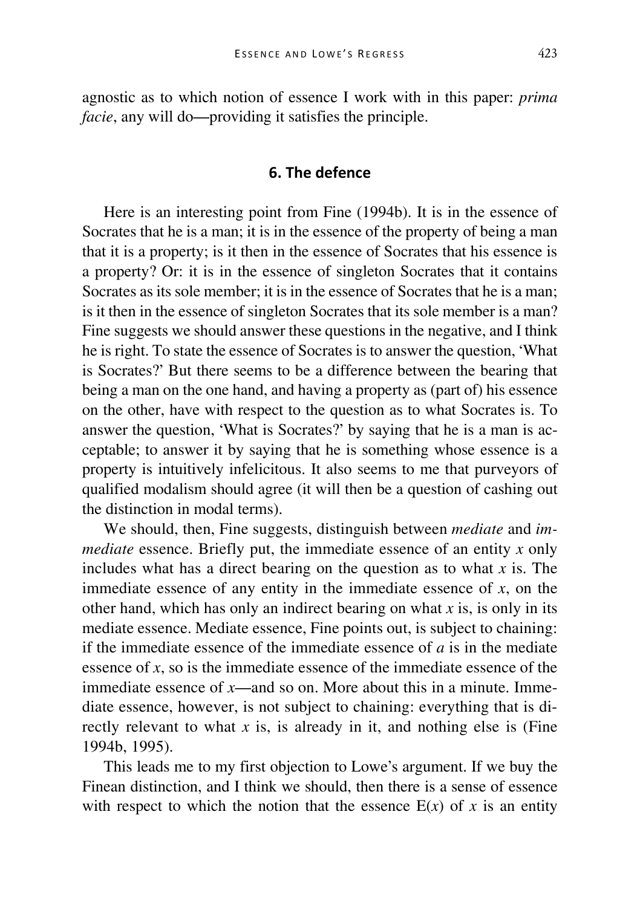agnostic as to which notion of essence I work with in this paper: *prima facie*, any will do—providing it satisfies the principle.

## 6. The defence

Here is an interesting point from Fine (1994b). It is in the essence of Socrates that he is a man; it is in the essence of the property of being a man that it is a property; is it then in the essence of Socrates that his essence is a property? Or: it is in the essence of singleton Socrates that it contains Socrates as its sole member; it is in the essence of Socrates that he is a man; is it then in the essence of singleton Socrates that its sole member is a man? Fine suggests we should answer these questions in the negative, and I think he is right. To state the essence of Socrates is to answer the question, 'What is Socrates?' But there seems to be a difference between the bearing that being a man on the one hand, and having a property as (part of) his essence on the other, have with respect to the question as to what Socrates is. To answer the question, 'What is Socrates?' by saying that he is a man is acceptable; to answer it by saying that he is something whose essence is a property is intuitively infelicitous. It also seems to me that purveyors of qualified modalism should agree (it will then be a question of cashing out the distinction in modal terms).

We should, then, Fine suggests, distinguish between *mediate* and *immediate* essence. Briefly put, the immediate essence of an entity $x$ only includes what has a direct bearing on the question as to what $x$ is. The immediate essence of any entity in the immediate essence of $x$, on the other hand, which has only an indirect bearing on what $x$ is, is only in its mediate essence. Mediate essence, Fine points out, is subject to chaining: if the immediate essence of the immediate essence of $a$ is in the mediate essence of $x$, so is the immediate essence of the immediate essence of the immediate essence of $x$—and so on. More about this in a minute. Immediate essence, however, is not subject to chaining: everything that is directly relevant to what $x$ is, is already in it, and nothing else is (Fine 1994b, 1995).

This leads me to my first objection to Lowe's argument. If we buy the Finean distinction, and I think we should, then there is a sense of essence with respect to which the notion that the essence $E(x)$ of $x$ is an entity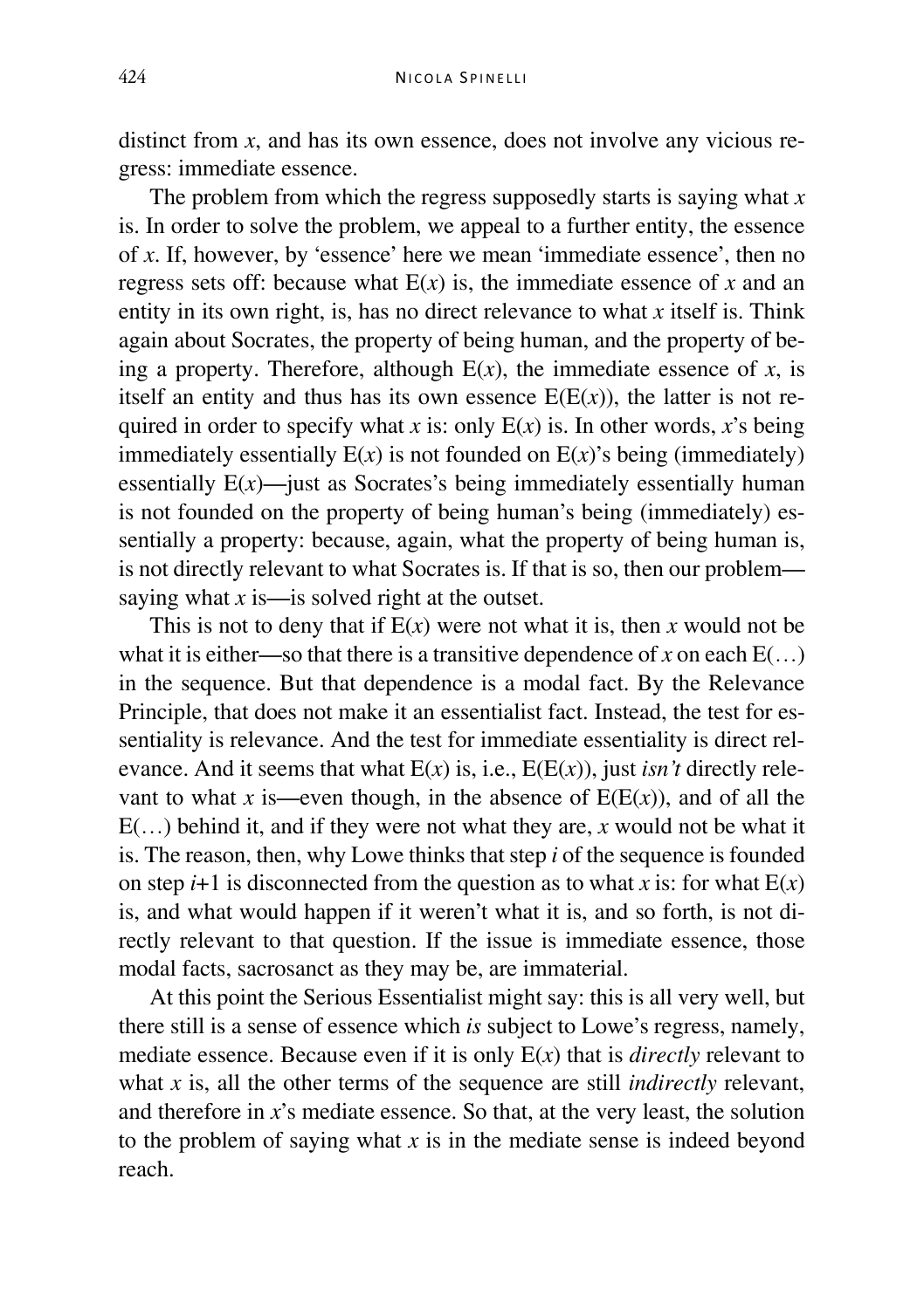distinct from $x$, and has its own essence, does not involve any vicious regress: immediate essence.

The problem from which the regress supposedly starts is saying what $x$ is. In order to solve the problem, we appeal to a further entity, the essence of $x$. If, however, by 'essence' here we mean 'immediate essence', then no regress sets off: because what $E(x)$ is, the immediate essence of $x$ and an entity in its own right, is, has no direct relevance to what $x$ itself is. Think again about Socrates, the property of being human, and the property of being a property. Therefore, although $E(x)$, the immediate essence of $x$, is itself an entity and thus has its own essence $E(E(x))$, the latter is not required in order to specify what $x$ is: only $E(x)$ is. In other words, $x$'s being immediately essentially $E(x)$ is not founded on $E(x)$'s being (immediately) essentially $E(x)$—just as Socrates's being immediately essentially human is not founded on the property of being human's being (immediately) essentially a property: because, again, what the property of being human is, is not directly relevant to what Socrates is. If that is so, then our problem—saying what $x$ is—is solved right at the outset.

This is not to deny that if $E(x)$ were not what it is, then $x$ would not be what it is either—so that there is a transitive dependence of $x$ on each $E(\ldots)$ in the sequence. But that dependence is a modal fact. By the Relevance Principle, that does not make it an essentialist fact. Instead, the test for essentiality is relevance. And the test for immediate essentiality is direct relevance. And it seems that what $E(x)$ is, i.e., $E(E(x))$, just *isn't* directly relevant to what $x$ is—even though, in the absence of $E(E(x))$, and of all the $E(\ldots)$ behind it, and if they were not what they are, $x$ would not be what it is. The reason, then, why Lowe thinks that step $i$ of the sequence is founded on step $i$+1 is disconnected from the question as to what $x$ is: for what $E(x)$ is, and what would happen if it weren't what it is, and so forth, is not directly relevant to that question. If the issue is immediate essence, those modal facts, sacrosanct as they may be, are immaterial.

At this point the Serious Essentialist might say: this is all very well, but there still is a sense of essence which *is* subject to Lowe's regress, namely, mediate essence. Because even if it is only $E(x)$ that is *directly* relevant to what $x$ is, all the other terms of the sequence are still *indirectly* relevant, and therefore in $x$'s mediate essence. So that, at the very least, the solution to the problem of saying what $x$ is in the mediate sense is indeed beyond reach.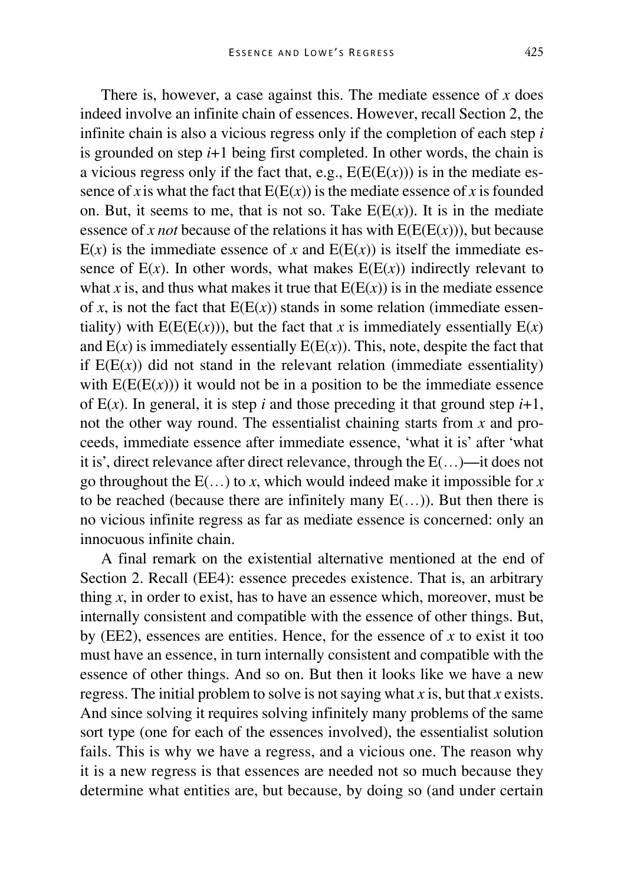There is, however, a case against this. The mediate essence of *x* does indeed involve an infinite chain of essences. However, recall Section 2, the infinite chain is also a vicious regress only if the completion of each step *i* is grounded on step *i*+1 being first completed. In other words, the chain is a vicious regress only if the fact that, e.g., E(E(E(*x*))) is in the mediate essence of *x* is what the fact that E(E(*x*)) is the mediate essence of *x* is founded on. But, it seems to me, that is not so. Take E(E(*x*)). It is in the mediate essence of *x not* because of the relations it has with E(E(E(*x*))), but because E(*x*) is the immediate essence of *x* and E(E(*x*)) is itself the immediate essence of E(*x*). In other words, what makes E(E(*x*)) indirectly relevant to what *x* is, and thus what makes it true that E(E(*x*)) is in the mediate essence of *x*, is not the fact that E(E(*x*)) stands in some relation (immediate essentiality) with E(E(E(*x*))), but the fact that *x* is immediately essentially E(*x*) and E(*x*) is immediately essentially E(E(*x*)). This, note, despite the fact that if E(E(*x*)) did not stand in the relevant relation (immediate essentiality) with E(E(E(*x*))) it would not be in a position to be the immediate essence of E(*x*). In general, it is step *i* and those preceding it that ground step *i*+1, not the other way round. The essentialist chaining starts from *x* and proceeds, immediate essence after immediate essence, 'what it is' after 'what it is', direct relevance after direct relevance, through the E(…)—it does not go throughout the E(…) to *x*, which would indeed make it impossible for *x* to be reached (because there are infinitely many E(…)). But then there is no vicious infinite regress as far as mediate essence is concerned: only an innocuous infinite chain.

A final remark on the existential alternative mentioned at the end of Section 2. Recall (EE4): essence precedes existence. That is, an arbitrary thing *x*, in order to exist, has to have an essence which, moreover, must be internally consistent and compatible with the essence of other things. But, by (EE2), essences are entities. Hence, for the essence of *x* to exist it too must have an essence, in turn internally consistent and compatible with the essence of other things. And so on. But then it looks like we have a new regress. The initial problem to solve is not saying what *x* is, but that *x* exists. And since solving it requires solving infinitely many problems of the same sort type (one for each of the essences involved), the essentialist solution fails. This is why we have a regress, and a vicious one. The reason why it is a new regress is that essences are needed not so much because they determine what entities are, but because, by doing so (and under certain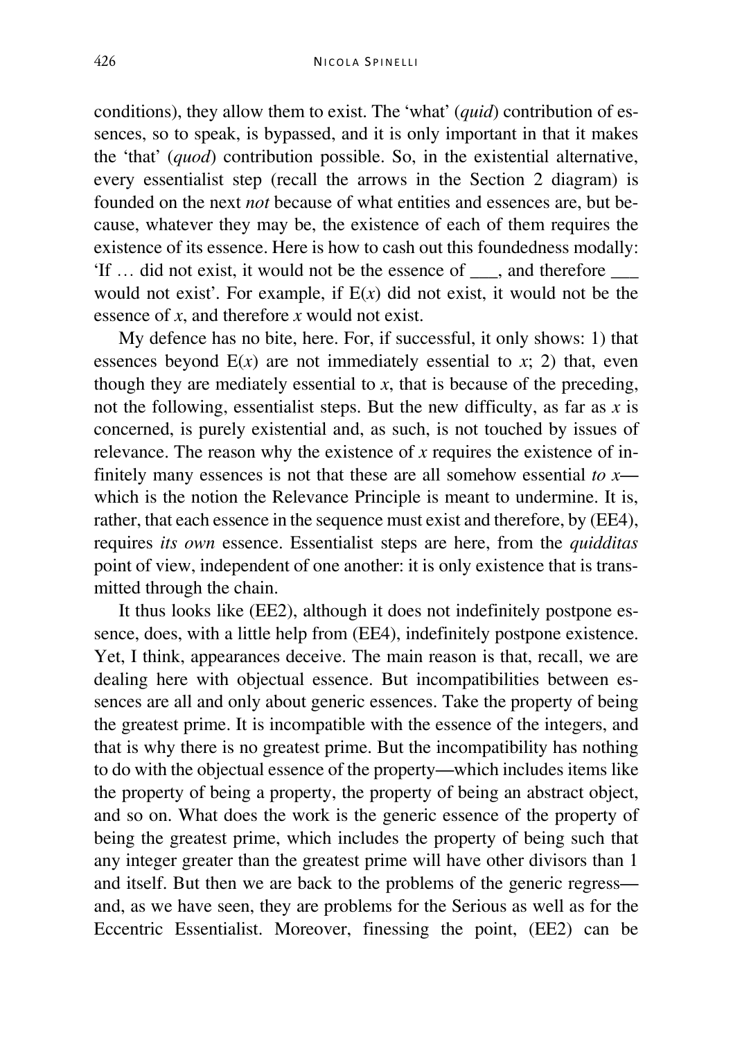conditions), they allow them to exist. The 'what' (*quid*) contribution of essences, so to speak, is bypassed, and it is only important in that it makes the 'that' (*quod*) contribution possible. So, in the existential alternative, every essentialist step (recall the arrows in the Section 2 diagram) is founded on the next *not* because of what entities and essences are, but because, whatever they may be, the existence of each of them requires the existence of its essence. Here is how to cash out this foundedness modally: 'If … did not exist, it would not be the essence of ___, and therefore ___ would not exist'. For example, if $E(x)$ did not exist, it would not be the essence of $x$, and therefore $x$ would not exist.

My defence has no bite, here. For, if successful, it only shows: 1) that essences beyond $E(x)$ are not immediately essential to $x$; 2) that, even though they are mediately essential to $x$, that is because of the preceding, not the following, essentialist steps. But the new difficulty, as far as $x$ is concerned, is purely existential and, as such, is not touched by issues of relevance. The reason why the existence of $x$ requires the existence of infinitely many essences is not that these are all somehow essential *to x*—which is the notion the Relevance Principle is meant to undermine. It is, rather, that each essence in the sequence must exist and therefore, by (EE4), requires *its own* essence. Essentialist steps are here, from the *quidditas* point of view, independent of one another: it is only existence that is transmitted through the chain.

It thus looks like (EE2), although it does not indefinitely postpone essence, does, with a little help from (EE4), indefinitely postpone existence. Yet, I think, appearances deceive. The main reason is that, recall, we are dealing here with objectual essence. But incompatibilities between essences are all and only about generic essences. Take the property of being the greatest prime. It is incompatible with the essence of the integers, and that is why there is no greatest prime. But the incompatibility has nothing to do with the objectual essence of the property—which includes items like the property of being a property, the property of being an abstract object, and so on. What does the work is the generic essence of the property of being the greatest prime, which includes the property of being such that any integer greater than the greatest prime will have other divisors than 1 and itself. But then we are back to the problems of the generic regress—and, as we have seen, they are problems for the Serious as well as for the Eccentric Essentialist. Moreover, finessing the point, (EE2) can be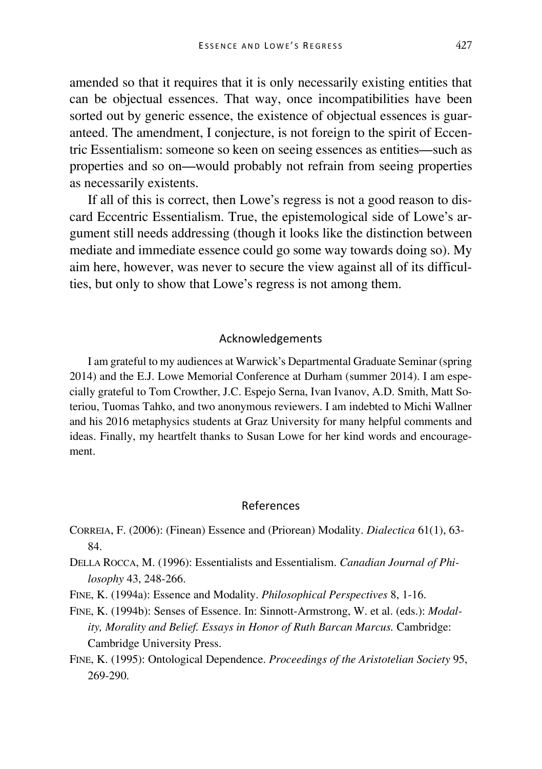amended so that it requires that it is only necessarily existing entities that can be objectual essences. That way, once incompatibilities have been sorted out by generic essence, the existence of objectual essences is guaranteed. The amendment, I conjecture, is not foreign to the spirit of Eccentric Essentialism: someone so keen on seeing essences as entities—such as properties and so on—would probably not refrain from seeing properties as necessarily existents.

If all of this is correct, then Lowe's regress is not a good reason to discard Eccentric Essentialism. True, the epistemological side of Lowe's argument still needs addressing (though it looks like the distinction between mediate and immediate essence could go some way towards doing so). My aim here, however, was never to secure the view against all of its difficulties, but only to show that Lowe's regress is not among them.

## Acknowledgements

I am grateful to my audiences at Warwick's Departmental Graduate Seminar (spring 2014) and the E.J. Lowe Memorial Conference at Durham (summer 2014). I am especially grateful to Tom Crowther, J.C. Espejo Serna, Ivan Ivanov, A.D. Smith, Matt Soteriou, Tuomas Tahko, and two anonymous reviewers. I am indebted to Michi Wallner and his 2016 metaphysics students at Graz University for many helpful comments and ideas. Finally, my heartfelt thanks to Susan Lowe for her kind words and encouragement.

## References

CORREIA, F. (2006): (Finean) Essence and (Priorean) Modality. *Dialectica* 61(1), 63-84.

DELLA ROCCA, M. (1996): Essentialists and Essentialism. *Canadian Journal of Philosophy* 43, 248-266.

FINE, K. (1994a): Essence and Modality. *Philosophical Perspectives* 8, 1-16.

FINE, K. (1994b): Senses of Essence. In: Sinnott-Armstrong, W. et al. (eds.): *Modality, Morality and Belief. Essays in Honor of Ruth Barcan Marcus.* Cambridge: Cambridge University Press.

FINE, K. (1995): Ontological Dependence. *Proceedings of the Aristotelian Society* 95, 269-290.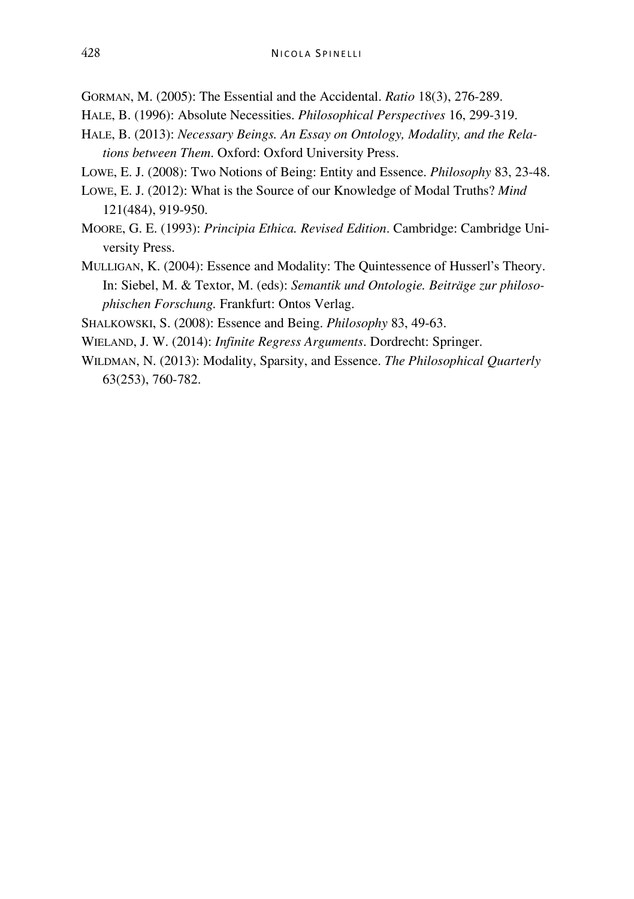GORMAN, M. (2005): The Essential and the Accidental. *Ratio* 18(3), 276-289.

HALE, B. (1996): Absolute Necessities. *Philosophical Perspectives* 16, 299-319.

HALE, B. (2013): *Necessary Beings. An Essay on Ontology, Modality, and the Relations between Them*. Oxford: Oxford University Press.

LOWE, E. J. (2008): Two Notions of Being: Entity and Essence. *Philosophy* 83, 23-48.

LOWE, E. J. (2012): What is the Source of our Knowledge of Modal Truths? *Mind* 121(484), 919-950.

MOORE, G. E. (1993): *Principia Ethica. Revised Edition*. Cambridge: Cambridge University Press.

MULLIGAN, K. (2004): Essence and Modality: The Quintessence of Husserl's Theory. In: Siebel, M. & Textor, M. (eds): *Semantik und Ontologie. Beiträge zur philosophischen Forschung.* Frankfurt: Ontos Verlag.

SHALKOWSKI, S. (2008): Essence and Being. *Philosophy* 83, 49-63.

WIELAND, J. W. (2014): *Infinite Regress Arguments*. Dordrecht: Springer.

WILDMAN, N. (2013): Modality, Sparsity, and Essence. *The Philosophical Quarterly* 63(253), 760-782.